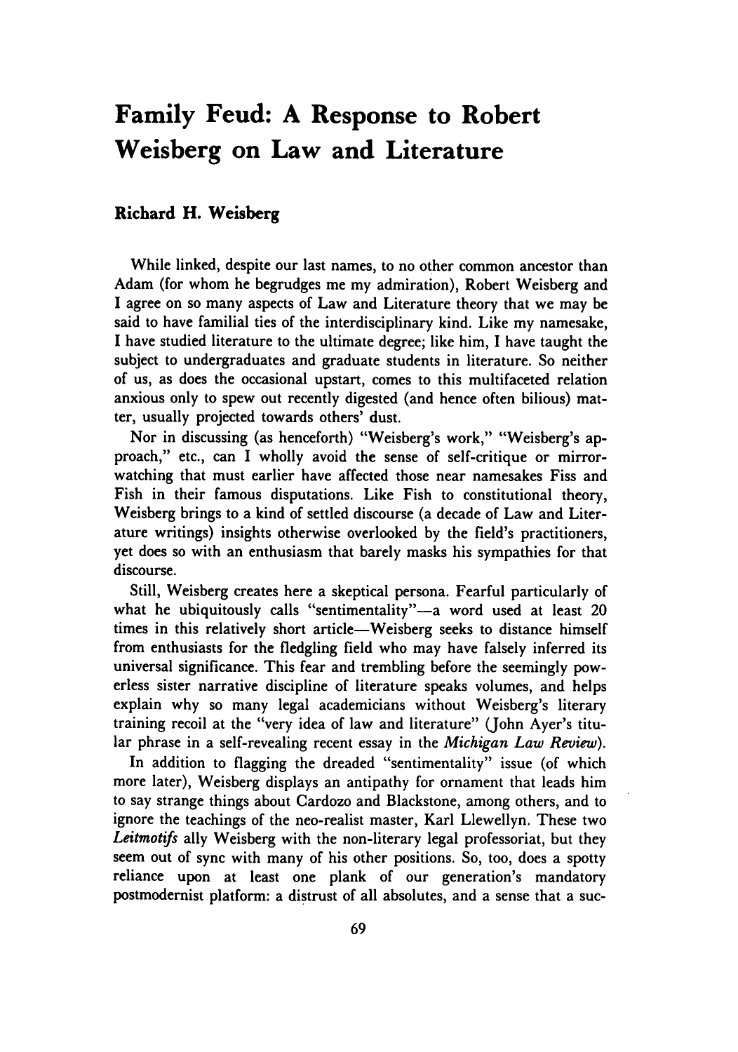# Family Feud: A Response to Robert Weisberg on Law and Literature

**Richard H. Weisberg**

While linked, despite our last names, to no other common ancestor than Adam (for whom he begrudges me my admiration), Robert Weisberg and I agree on so many aspects of Law and Literature theory that we may be said to have familial ties of the interdisciplinary kind. Like my namesake, I have studied literature to the ultimate degree; like him, I have taught the subject to undergraduates and graduate students in literature. So neither of us, as does the occasional upstart, comes to this multifaceted relation anxious only to spew out recently digested (and hence often bilious) matter, usually projected towards others' dust.

Nor in discussing (as henceforth) "Weisberg's work," "Weisberg's approach," etc., can I wholly avoid the sense of self-critique or mirror-watching that must earlier have affected those near namesakes Fiss and Fish in their famous disputations. Like Fish to constitutional theory, Weisberg brings to a kind of settled discourse (a decade of Law and Literature writings) insights otherwise overlooked by the field's practitioners, yet does so with an enthusiasm that barely masks his sympathies for that discourse.

Still, Weisberg creates here a skeptical persona. Fearful particularly of what he ubiquitously calls "sentimentality"—a word used at least 20 times in this relatively short article—Weisberg seeks to distance himself from enthusiasts for the fledgling field who may have falsely inferred its universal significance. This fear and trembling before the seemingly powerless sister narrative discipline of literature speaks volumes, and helps explain why so many legal academicians without Weisberg's literary training recoil at the "very idea of law and literature" (John Ayer's titular phrase in a self-revealing recent essay in the *Michigan Law Review*).

In addition to flagging the dreaded "sentimentality" issue (of which more later), Weisberg displays an antipathy for ornament that leads him to say strange things about Cardozo and Blackstone, among others, and to ignore the teachings of the neo-realist master, Karl Llewellyn. These two *Leitmotifs* ally Weisberg with the non-literary legal professoriat, but they seem out of sync with many of his other positions. So, too, does a spotty reliance upon at least one plank of our generation's mandatory postmodernist platform: a distrust of all absolutes, and a sense that a suc-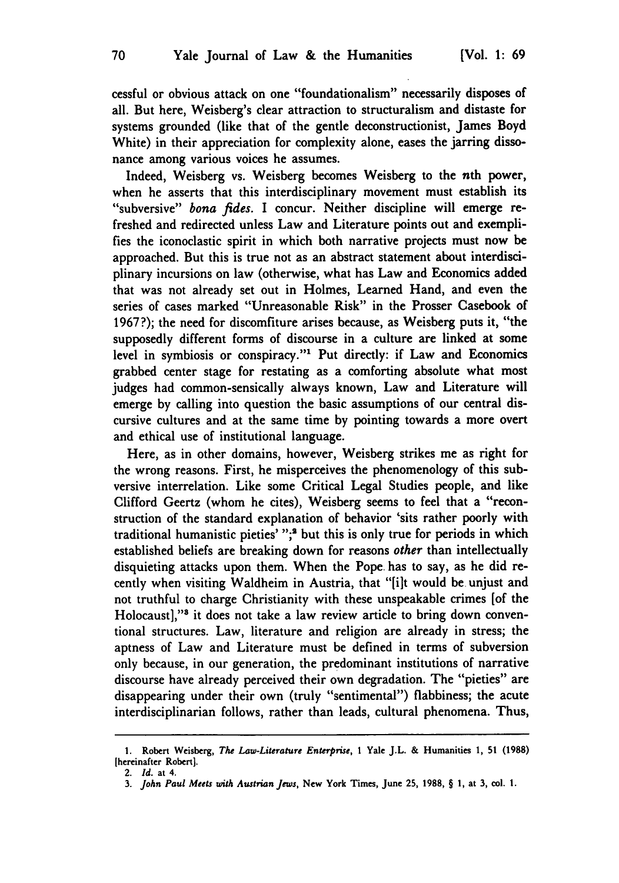cessful or obvious attack on one "foundationalism" necessarily disposes of all. But here, Weisberg's clear attraction to structuralism and distaste for systems grounded (like that of the gentle deconstructionist, James Boyd White) in their appreciation for complexity alone, eases the jarring dissonance among various voices he assumes.

Indeed, Weisberg vs. Weisberg becomes Weisberg to the *n*th power, when he asserts that this interdisciplinary movement must establish its "subversive" *bona fides*. I concur. Neither discipline will emerge refreshed and redirected unless Law and Literature points out and exemplifies the iconoclastic spirit in which both narrative projects must now be approached. But this is true not as an abstract statement about interdisciplinary incursions on law (otherwise, what has Law and Economics added that was not already set out in Holmes, Learned Hand, and even the series of cases marked "Unreasonable Risk" in the Prosser Casebook of 1967?); the need for discomfiture arises because, as Weisberg puts it, "the supposedly different forms of discourse in a culture are linked at some level in symbiosis or conspiracy."[1] Put directly: if Law and Economics grabbed center stage for restating as a comforting absolute what most judges had common-sensically always known, Law and Literature will emerge by calling into question the basic assumptions of our central discursive cultures and at the same time by pointing towards a more overt and ethical use of institutional language.

Here, as in other domains, however, Weisberg strikes me as right for the wrong reasons. First, he misperceives the phenomenology of this subversive interrelation. Like some Critical Legal Studies people, and like Clifford Geertz (whom he cites), Weisberg seems to feel that a "reconstruction of the standard explanation of behavior 'sits rather poorly with traditional humanistic pieties' ";[2] but this is only true for periods in which established beliefs are breaking down for reasons *other* than intellectually disquieting attacks upon them. When the Pope has to say, as he did recently when visiting Waldheim in Austria, that "[i]t would be unjust and not truthful to charge Christianity with these unspeakable crimes [of the Holocaust],"[3] it does not take a law review article to bring down conventional structures. Law, literature and religion are already in stress; the aptness of Law and Literature must be defined in terms of subversion only because, in our generation, the predominant institutions of narrative discourse have already perceived their own degradation. The "pieties" are disappearing under their own (truly "sentimental") flabbiness; the acute interdisciplinarian follows, rather than leads, cultural phenomena. Thus,

---

1. Robert Weisberg, *The Law-Literature Enterprise*, 1 Yale J.L. & Humanities 1, 51 (1988) [hereinafter Robert].
2. *Id.* at 4.
3. *John Paul Meets with Austrian Jews*, New York Times, June 25, 1988, § 1, at 3, col. 1.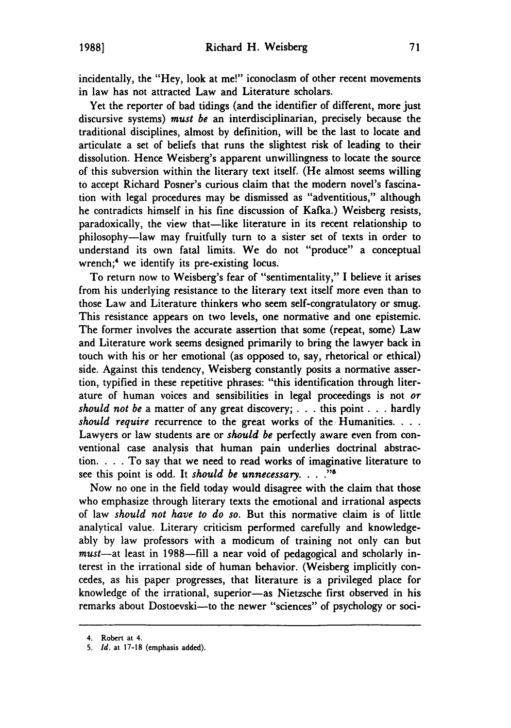incidentally, the "Hey, look at me!" iconoclasm of other recent movements in law has not attracted Law and Literature scholars.

Yet the reporter of bad tidings (and the identifier of different, more just discursive systems) *must be* an interdisciplinarian, precisely because the traditional disciplines, almost by definition, will be the last to locate and articulate a set of beliefs that runs the slightest risk of leading to their dissolution. Hence Weisberg's apparent unwillingness to locate the source of this subversion within the literary text itself. (He almost seems willing to accept Richard Posner's curious claim that the modern novel's fascination with legal procedures may be dismissed as "adventitious," although he contradicts himself in his fine discussion of Kafka.) Weisberg resists, paradoxically, the view that—like literature in its recent relationship to philosophy—law may fruitfully turn to a sister set of texts in order to understand its own fatal limits. We do not "produce" a conceptual wrench;[4] we identify its pre-existing locus.

To return now to Weisberg's fear of "sentimentality," I believe it arises from his underlying resistance to the literary text itself more even than to those Law and Literature thinkers who seem self-congratulatory or smug. This resistance appears on two levels, one normative and one epistemic. The former involves the accurate assertion that some (repeat, some) Law and Literature work seems designed primarily to bring the lawyer back in touch with his or her emotional (as opposed to, say, rhetorical or ethical) side. Against this tendency, Weisberg constantly posits a normative assertion, typified in these repetitive phrases: "this identification through literature of human voices and sensibilities in legal proceedings is not *or should not be* a matter of any great discovery; . . . this point . . . hardly *should require* recurrence to the great works of the Humanities. . . . Lawyers or law students are or *should be* perfectly aware even from conventional case analysis that human pain underlies doctrinal abstraction. . . . To say that we need to read works of imaginative literature to see this point is odd. It *should be unnecessary*. . . ."[5]

Now no one in the field today would disagree with the claim that those who emphasize through literary texts the emotional and irrational aspects of law *should not have to do so*. But this normative claim is of little analytical value. Literary criticism performed carefully and knowledgeably by law professors with a modicum of training not only can but *must*—at least in 1988—fill a near void of pedagogical and scholarly interest in the irrational side of human behavior. (Weisberg implicitly concedes, as his paper progresses, that literature is a privileged place for knowledge of the irrational, superior—as Nietzsche first observed in his remarks about Dostoevski—to the newer "sciences" of psychology or soci-

---

4. Robert at 4.

5. *Id.* at 17-18 (emphasis added).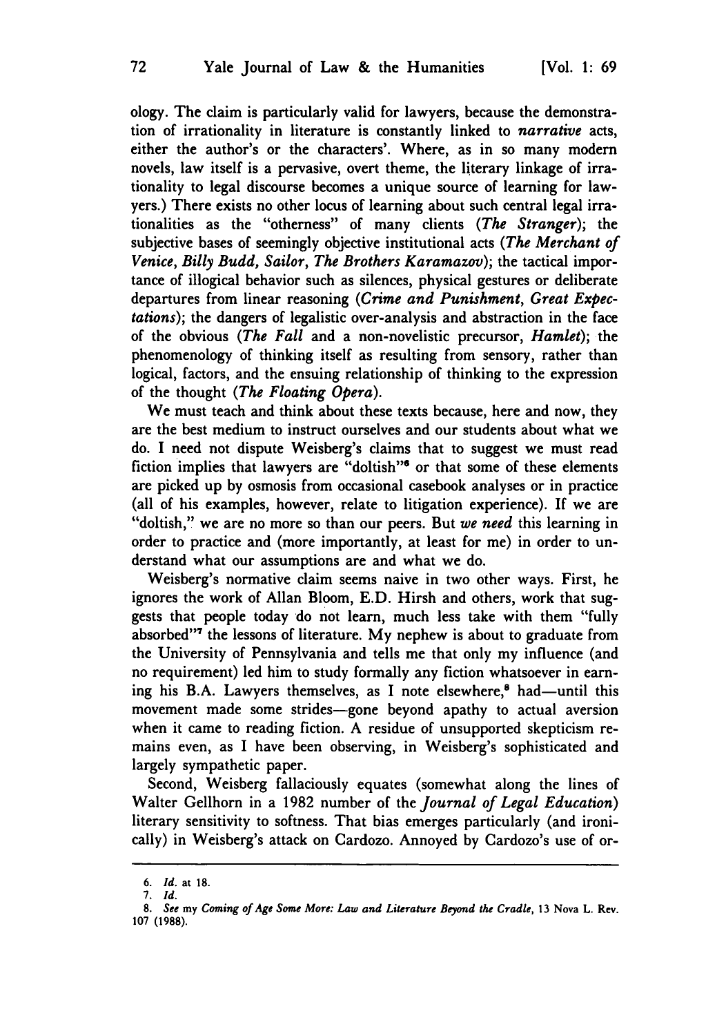ology. The claim is particularly valid for lawyers, because the demonstration of irrationality in literature is constantly linked to *narrative* acts, either the author's or the characters'. Where, as in so many modern novels, law itself is a pervasive, overt theme, the literary linkage of irrationality to legal discourse becomes a unique source of learning for lawyers.) There exists no other locus of learning about such central legal irrationalities as the "otherness" of many clients (*The Stranger*); the subjective bases of seemingly objective institutional acts (*The Merchant of Venice*, *Billy Budd, Sailor*, *The Brothers Karamazov*); the tactical importance of illogical behavior such as silences, physical gestures or deliberate departures from linear reasoning (*Crime and Punishment*, *Great Expectations*); the dangers of legalistic over-analysis and abstraction in the face of the obvious (*The Fall* and a non-novelistic precursor, *Hamlet*); the phenomenology of thinking itself as resulting from sensory, rather than logical, factors, and the ensuing relationship of thinking to the expression of the thought (*The Floating Opera*).

We must teach and think about these texts because, here and now, they are the best medium to instruct ourselves and our students about what we do. I need not dispute Weisberg's claims that to suggest we must read fiction implies that lawyers are "doltish"[6] or that some of these elements are picked up by osmosis from occasional casebook analyses or in practice (all of his examples, however, relate to litigation experience). If we are "doltish," we are no more so than our peers. But *we need* this learning in order to practice and (more importantly, at least for me) in order to understand what our assumptions are and what we do.

Weisberg's normative claim seems naive in two other ways. First, he ignores the work of Allan Bloom, E.D. Hirsh and others, work that suggests that people today do not learn, much less take with them "fully absorbed"[7] the lessons of literature. My nephew is about to graduate from the University of Pennsylvania and tells me that only my influence (and no requirement) led him to study formally any fiction whatsoever in earning his B.A. Lawyers themselves, as I note elsewhere,[8] had—until this movement made some strides—gone beyond apathy to actual aversion when it came to reading fiction. A residue of unsupported skepticism remains even, as I have been observing, in Weisberg's sophisticated and largely sympathetic paper.

Second, Weisberg fallaciously equates (somewhat along the lines of Walter Gellhorn in a 1982 number of the *Journal of Legal Education*) literary sensitivity to softness. That bias emerges particularly (and ironically) in Weisberg's attack on Cardozo. Annoyed by Cardozo's use of or-

---

6. *Id.* at 18.

7. *Id.*

8. *See* my *Coming of Age Some More: Law and Literature Beyond the Cradle*, 13 Nova L. Rev. 107 (1988).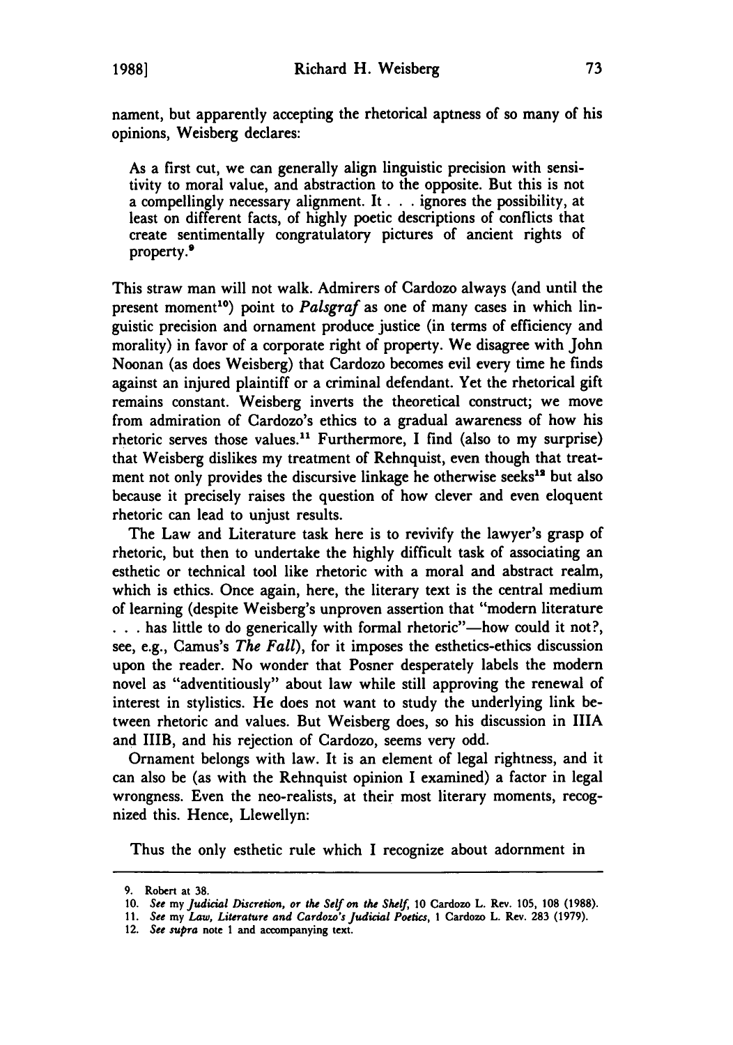nament, but apparently accepting the rhetorical aptness of so many of his opinions, Weisberg declares:

> As a first cut, we can generally align linguistic precision with sensitivity to moral value, and abstraction to the opposite. But this is not a compellingly necessary alignment. It . . . ignores the possibility, at least on different facts, of highly poetic descriptions of conflicts that create sentimentally congratulatory pictures of ancient rights of property.[9]

This straw man will not walk. Admirers of Cardozo always (and until the present moment[10]) point to *Palsgraf* as one of many cases in which linguistic precision and ornament produce justice (in terms of efficiency and morality) in favor of a corporate right of property. We disagree with John Noonan (as does Weisberg) that Cardozo becomes evil every time he finds against an injured plaintiff or a criminal defendant. Yet the rhetorical gift remains constant. Weisberg inverts the theoretical construct; we move from admiration of Cardozo's ethics to a gradual awareness of how his rhetoric serves those values.[11] Furthermore, I find (also to my surprise) that Weisberg dislikes my treatment of Rehnquist, even though that treatment not only provides the discursive linkage he otherwise seeks[12] but also because it precisely raises the question of how clever and even eloquent rhetoric can lead to unjust results.

The Law and Literature task here is to revivify the lawyer's grasp of rhetoric, but then to undertake the highly difficult task of associating an esthetic or technical tool like rhetoric with a moral and abstract realm, which is ethics. Once again, here, the literary text is the central medium of learning (despite Weisberg's unproven assertion that "modern literature . . . has little to do generically with formal rhetoric"—how could it not?, see, e.g., Camus's *The Fall*), for it imposes the esthetics-ethics discussion upon the reader. No wonder that Posner desperately labels the modern novel as "adventitiously" about law while still approving the renewal of interest in stylistics. He does not want to study the underlying link between rhetoric and values. But Weisberg does, so his discussion in IIIA and IIIB, and his rejection of Cardozo, seems very odd.

Ornament belongs with law. It is an element of legal rightness, and it can also be (as with the Rehnquist opinion I examined) a factor in legal wrongness. Even the neo-realists, at their most literary moments, recognized this. Hence, Llewellyn:

> Thus the only esthetic rule which I recognize about adornment in

---

9. Robert at 38.
10. *See* my *Judicial Discretion, or the Self on the Shelf*, 10 Cardozo L. Rev. 105, 108 (1988).
11. *See* my *Law, Literature and Cardozo's Judicial Poetics*, 1 Cardozo L. Rev. 283 (1979).
12. *See supra* note 1 and accompanying text.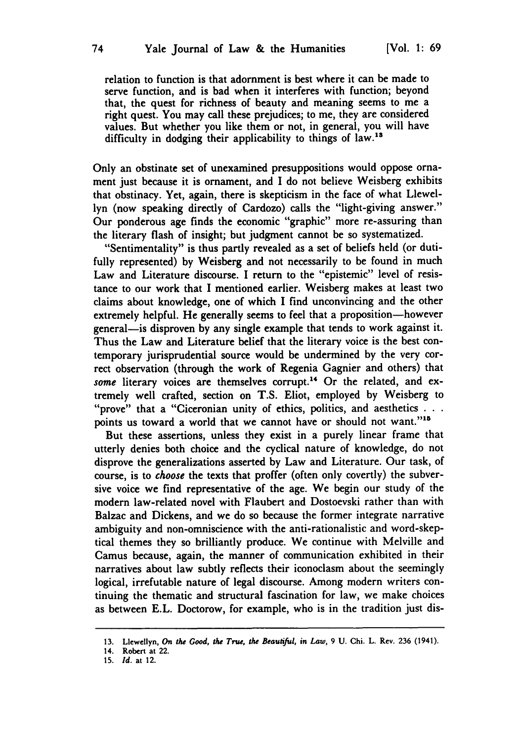> relation to function is that adornment is best where it can be made to serve function, and is bad when it interferes with function; beyond that, the quest for richness of beauty and meaning seems to me a right quest. You may call these prejudices; to me, they are considered values. But whether you like them or not, in general, you will have difficulty in dodging their applicability to things of law.[13]

Only an obstinate set of unexamined presuppositions would oppose ornament just because it is ornament, and I do not believe Weisberg exhibits that obstinacy. Yet, again, there is skepticism in the face of what Llewellyn (now speaking directly of Cardozo) calls the "light-giving answer." Our ponderous age finds the economic "graphic" more re-assuring than the literary flash of insight; but judgment cannot be so systematized.

"Sentimentality" is thus partly revealed as a set of beliefs held (or dutifully represented) by Weisberg and not necessarily to be found in much Law and Literature discourse. I return to the "epistemic" level of resistance to our work that I mentioned earlier. Weisberg makes at least two claims about knowledge, one of which I find unconvincing and the other extremely helpful. He generally seems to feel that a proposition—however general—is disproven by any single example that tends to work against it. Thus the Law and Literature belief that the literary voice is the best contemporary jurisprudential source would be undermined by the very correct observation (through the work of Regenia Gagnier and others) that *some* literary voices are themselves corrupt.[14] Or the related, and extremely well crafted, section on T.S. Eliot, employed by Weisberg to "prove" that a "Ciceronian unity of ethics, politics, and aesthetics . . . points us toward a world that we cannot have or should not want."[15]

But these assertions, unless they exist in a purely linear frame that utterly denies both choice and the cyclical nature of knowledge, do not disprove the generalizations asserted by Law and Literature. Our task, of course, is to *choose* the texts that proffer (often only covertly) the subversive voice we find representative of the age. We begin our study of the modern law-related novel with Flaubert and Dostoevski rather than with Balzac and Dickens, and we do so because the former integrate narrative ambiguity and non-omniscience with the anti-rationalistic and word-skeptical themes they so brilliantly produce. We continue with Melville and Camus because, again, the manner of communication exhibited in their narratives about law subtly reflects their iconoclasm about the seemingly logical, irrefutable nature of legal discourse. Among modern writers continuing the thematic and structural fascination for law, we make choices as between E.L. Doctorow, for example, who is in the tradition just dis-

---

13. Llewellyn, *On the Good, the True, the Beautiful, in Law*, 9 U. Chi. L. Rev. 236 (1941).
14. Robert at 22.
15. *Id.* at 12.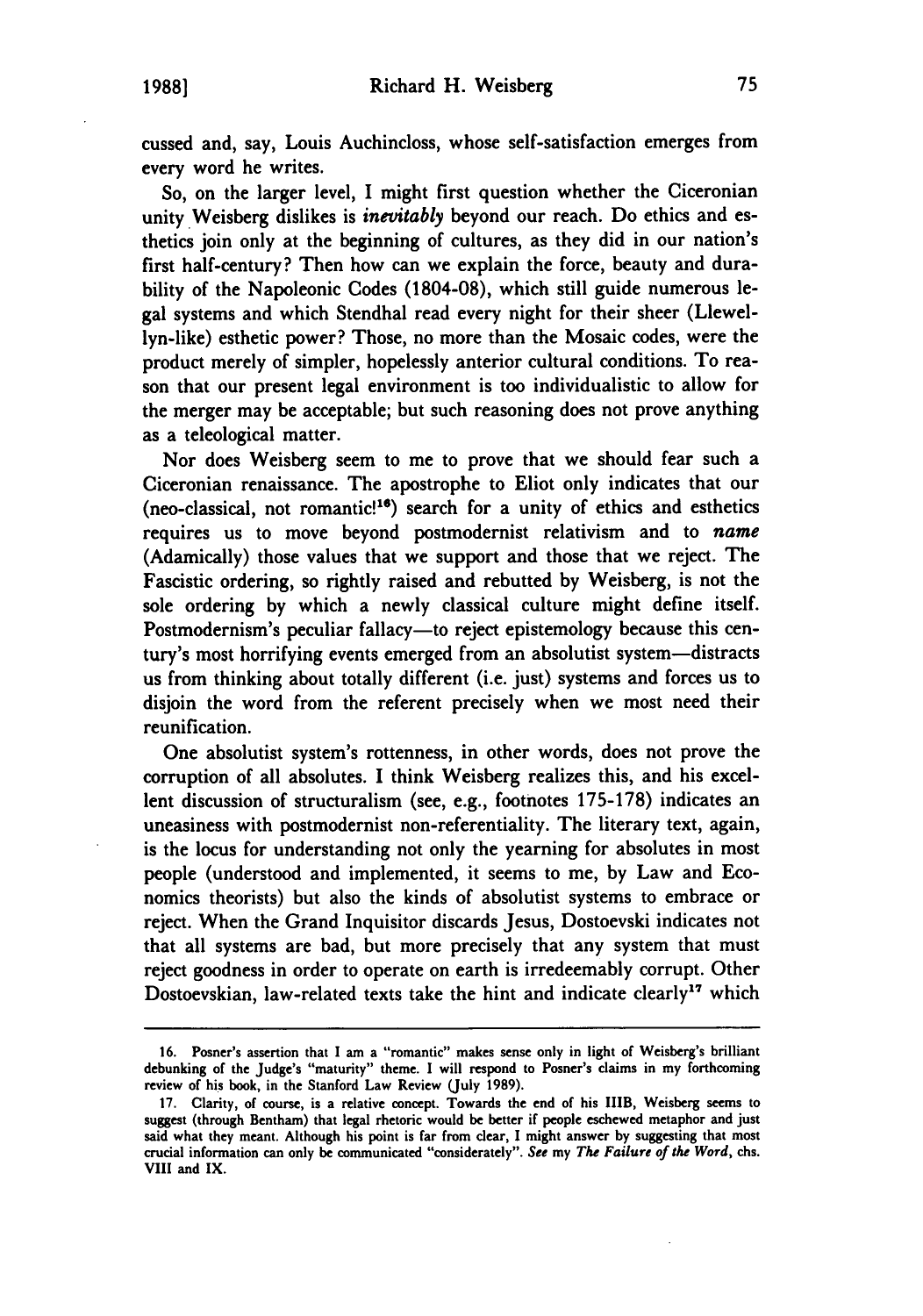cussed and, say, Louis Auchincloss, whose self-satisfaction emerges from every word he writes.

So, on the larger level, I might first question whether the Ciceronian unity Weisberg dislikes is *inevitably* beyond our reach. Do ethics and esthetics join only at the beginning of cultures, as they did in our nation's first half-century? Then how can we explain the force, beauty and durability of the Napoleonic Codes (1804-08), which still guide numerous legal systems and which Stendhal read every night for their sheer (Llewellyn-like) esthetic power? Those, no more than the Mosaic codes, were the product merely of simpler, hopelessly anterior cultural conditions. To reason that our present legal environment is too individualistic to allow for the merger may be acceptable; but such reasoning does not prove anything as a teleological matter.

Nor does Weisberg seem to me to prove that we should fear such a Ciceronian renaissance. The apostrophe to Eliot only indicates that our (neo-classical, not romantic![16]) search for a unity of ethics and esthetics requires us to move beyond postmodernist relativism and to *name* (Adamically) those values that we support and those that we reject. The Fascistic ordering, so rightly raised and rebutted by Weisberg, is not the sole ordering by which a newly classical culture might define itself. Postmodernism's peculiar fallacy—to reject epistemology because this century's most horrifying events emerged from an absolutist system—distracts us from thinking about totally different (i.e. just) systems and forces us to disjoin the word from the referent precisely when we most need their reunification.

One absolutist system's rottenness, in other words, does not prove the corruption of all absolutes. I think Weisberg realizes this, and his excellent discussion of structuralism (see, e.g., footnotes 175-178) indicates an uneasiness with postmodernist non-referentiality. The literary text, again, is the locus for understanding not only the yearning for absolutes in most people (understood and implemented, it seems to me, by Law and Economics theorists) but also the kinds of absolutist systems to embrace or reject. When the Grand Inquisitor discards Jesus, Dostoevski indicates not that all systems are bad, but more precisely that any system that must reject goodness in order to operate on earth is irredeemably corrupt. Other Dostoevskian, law-related texts take the hint and indicate clearly[17] which

---

16. Posner's assertion that I am a "romantic" makes sense only in light of Weisberg's brilliant debunking of the Judge's "maturity" theme. I will respond to Posner's claims in my forthcoming review of his book, in the Stanford Law Review (July 1989).

17. Clarity, of course, is a relative concept. Towards the end of his IIIB, Weisberg seems to suggest (through Bentham) that legal rhetoric would be better if people eschewed metaphor and just said what they meant. Although his point is far from clear, I might answer by suggesting that most crucial information can only be communicated "considerately". *See* my *The Failure of the Word*, chs. VIII and IX.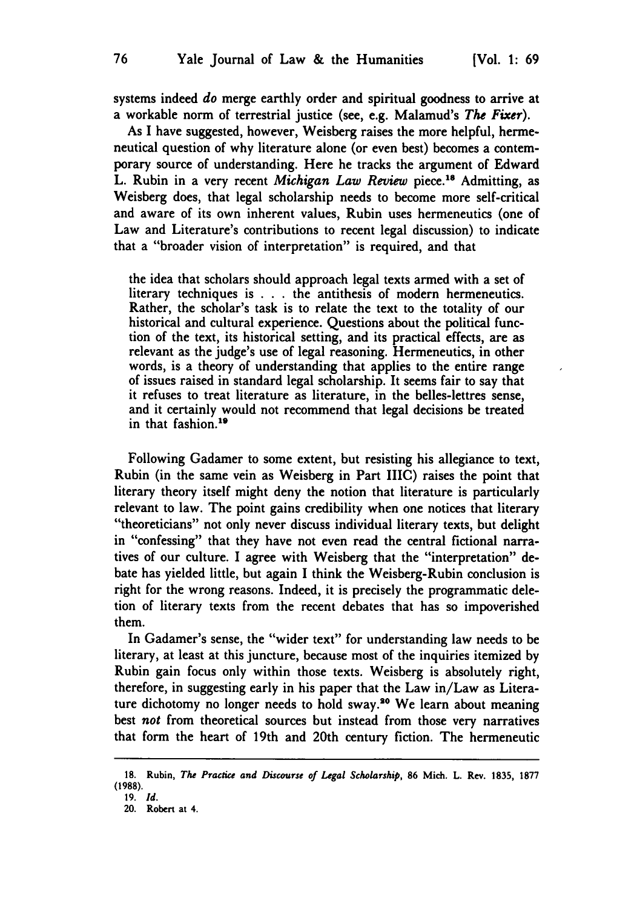systems indeed *do* merge earthly order and spiritual goodness to arrive at a workable norm of terrestrial justice (see, e.g. Malamud's *The Fixer*).

As I have suggested, however, Weisberg raises the more helpful, hermeneutical question of why literature alone (or even best) becomes a contemporary source of understanding. Here he tracks the argument of Edward L. Rubin in a very recent *Michigan Law Review* piece.[18] Admitting, as Weisberg does, that legal scholarship needs to become more self-critical and aware of its own inherent values, Rubin uses hermeneutics (one of Law and Literature's contributions to recent legal discussion) to indicate that a "broader vision of interpretation" is required, and that

> the idea that scholars should approach legal texts armed with a set of literary techniques is . . . the antithesis of modern hermeneutics. Rather, the scholar's task is to relate the text to the totality of our historical and cultural experience. Questions about the political function of the text, its historical setting, and its practical effects, are as relevant as the judge's use of legal reasoning. Hermeneutics, in other words, is a theory of understanding that applies to the entire range of issues raised in standard legal scholarship. It seems fair to say that it refuses to treat literature as literature, in the belles-lettres sense, and it certainly would not recommend that legal decisions be treated in that fashion.[19]

Following Gadamer to some extent, but resisting his allegiance to text, Rubin (in the same vein as Weisberg in Part IIIC) raises the point that literary theory itself might deny the notion that literature is particularly relevant to law. The point gains credibility when one notices that literary "theoreticians" not only never discuss individual literary texts, but delight in "confessing" that they have not even read the central fictional narratives of our culture. I agree with Weisberg that the "interpretation" debate has yielded little, but again I think the Weisberg-Rubin conclusion is right for the wrong reasons. Indeed, it is precisely the programmatic deletion of literary texts from the recent debates that has so impoverished them.

In Gadamer's sense, the "wider text" for understanding law needs to be literary, at least at this juncture, because most of the inquiries itemized by Rubin gain focus only within those texts. Weisberg is absolutely right, therefore, in suggesting early in his paper that the Law in/Law as Literature dichotomy no longer needs to hold sway.[20] We learn about meaning best *not* from theoretical sources but instead from those very narratives that form the heart of 19th and 20th century fiction. The hermeneutic

---

18. Rubin, *The Practice and Discourse of Legal Scholarship*, 86 Mich. L. Rev. 1835, 1877 (1988).

19. *Id.*

20. Robert at 4.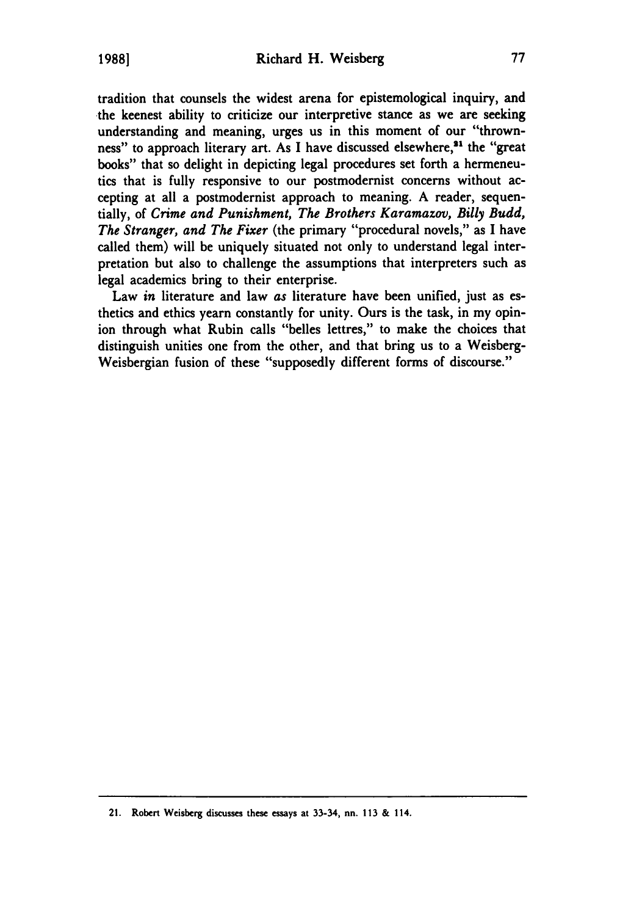tradition that counsels the widest arena for epistemological inquiry, and the keenest ability to criticize our interpretive stance as we are seeking understanding and meaning, urges us in this moment of our "thrownness" to approach literary art. As I have discussed elsewhere,[21] the "great books" that so delight in depicting legal procedures set forth a hermeneutics that is fully responsive to our postmodernist concerns without accepting at all a postmodernist approach to meaning. A reader, sequentially, of ***Crime and Punishment, The Brothers Karamazov, Billy Budd, The Stranger, and The Fixer*** (the primary "procedural novels," as I have called them) will be uniquely situated not only to understand legal interpretation but also to challenge the assumptions that interpreters such as legal academics bring to their enterprise.

Law *in* literature and law *as* literature have been unified, just as esthetics and ethics yearn constantly for unity. Ours is the task, in my opinion through what Rubin calls "belles lettres," to make the choices that distinguish unities one from the other, and that bring us to a Weisberg-Weisbergian fusion of these "supposedly different forms of discourse."

---

21. Robert Weisberg discusses these essays at 33-34, nn. 113 & 114.